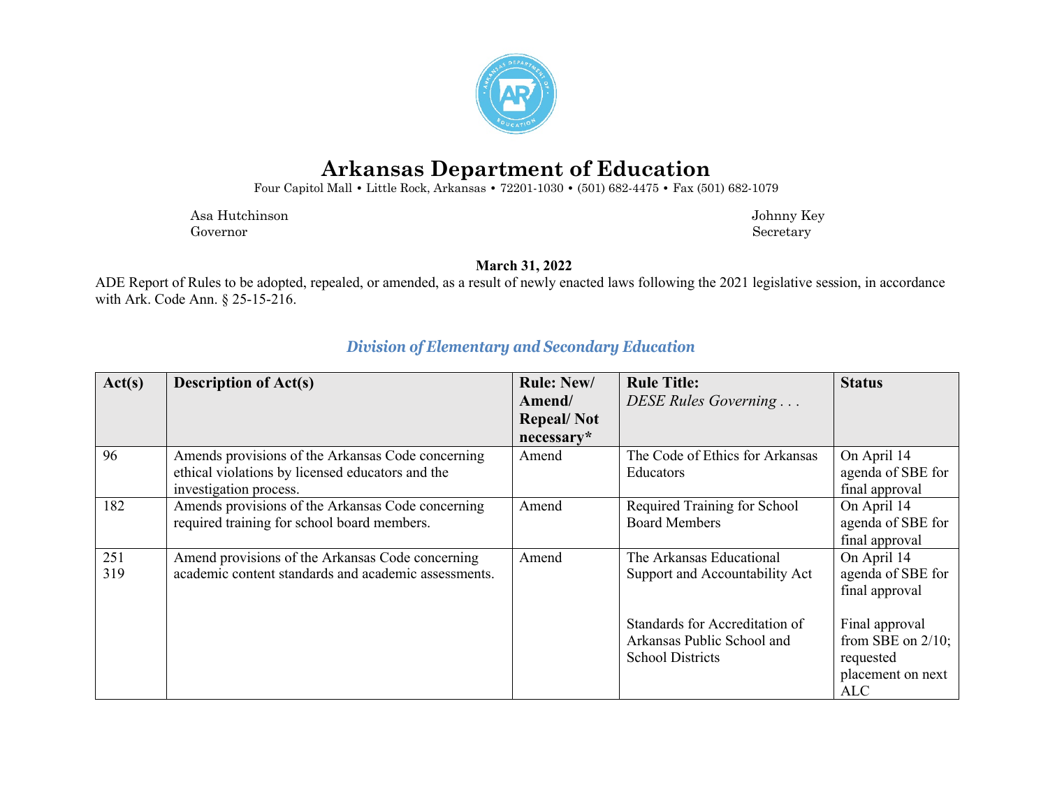# Arkansas Department of Education

Four Capitol Mall • Little Rock, Arkansas • 72201-1030 • (501) 682-4475 • Fax (501) 682-1079

Asa Hutchinson
Governor

Johnny Key
Secretary

**March 31, 2022**

ADE Report of Rules to be adopted, repealed, or amended, as a result of newly enacted laws following the 2021 legislative session, in accordance with Ark. Code Ann. § 25-15-216.

## *Division of Elementary and Secondary Education*

| Act(s) | Description of Act(s) | Rule: New/ Amend/ Repeal/ Not necessary* | Rule Title: *DESE Rules Governing . . .* | Status |
|---|---|---|---|---|
| 96 | Amends provisions of the Arkansas Code concerning ethical violations by licensed educators and the investigation process. | Amend | The Code of Ethics for Arkansas Educators | On April 14 agenda of SBE for final approval |
| 182 | Amends provisions of the Arkansas Code concerning required training for school board members. | Amend | Required Training for School Board Members | On April 14 agenda of SBE for final approval |
| 251<br>319 | Amend provisions of the Arkansas Code concerning academic content standards and academic assessments. | Amend | The Arkansas Educational Support and Accountability Act<br><br>Standards for Accreditation of Arkansas Public School and School Districts | On April 14 agenda of SBE for final approval<br><br>Final approval from SBE on 2/10; requested placement on next ALC |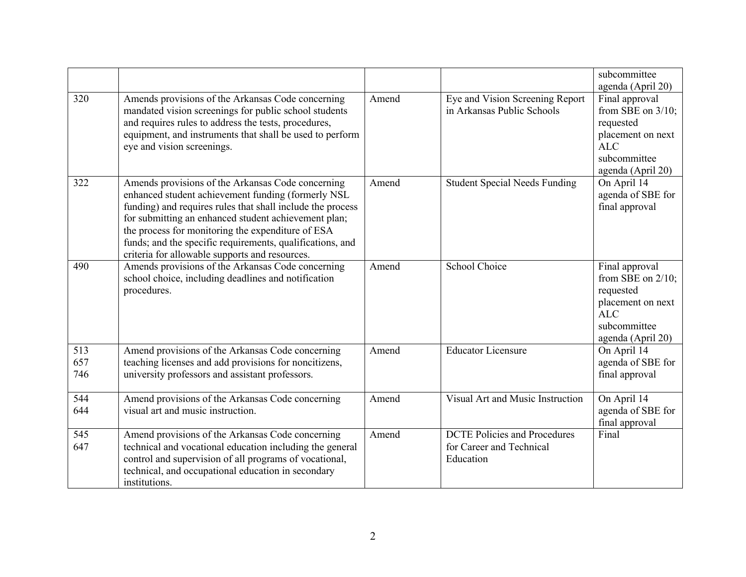| | | | | |
|---|---|---|---|---|
| | | | | subcommittee agenda (April 20) |
| 320 | Amends provisions of the Arkansas Code concerning mandated vision screenings for public school students and requires rules to address the tests, procedures, equipment, and instruments that shall be used to perform eye and vision screenings. | Amend | Eye and Vision Screening Report in Arkansas Public Schools | Final approval from SBE on 3/10; requested placement on next ALC subcommittee agenda (April 20) |
| 322 | Amends provisions of the Arkansas Code concerning enhanced student achievement funding (formerly NSL funding) and requires rules that shall include the process for submitting an enhanced student achievement plan; the process for monitoring the expenditure of ESA funds; and the specific requirements, qualifications, and criteria for allowable supports and resources. | Amend | Student Special Needs Funding | On April 14 agenda of SBE for final approval |
| 490 | Amends provisions of the Arkansas Code concerning school choice, including deadlines and notification procedures. | Amend | School Choice | Final approval from SBE on 2/10; requested placement on next ALC subcommittee agenda (April 20) |
| 513<br>657<br>746 | Amend provisions of the Arkansas Code concerning teaching licenses and add provisions for noncitizens, university professors and assistant professors. | Amend | Educator Licensure | On April 14 agenda of SBE for final approval |
| 544<br>644 | Amend provisions of the Arkansas Code concerning visual art and music instruction. | Amend | Visual Art and Music Instruction | On April 14 agenda of SBE for final approval |
| 545<br>647 | Amend provisions of the Arkansas Code concerning technical and vocational education including the general control and supervision of all programs of vocational, technical, and occupational education in secondary institutions. | Amend | DCTE Policies and Procedures for Career and Technical Education | Final |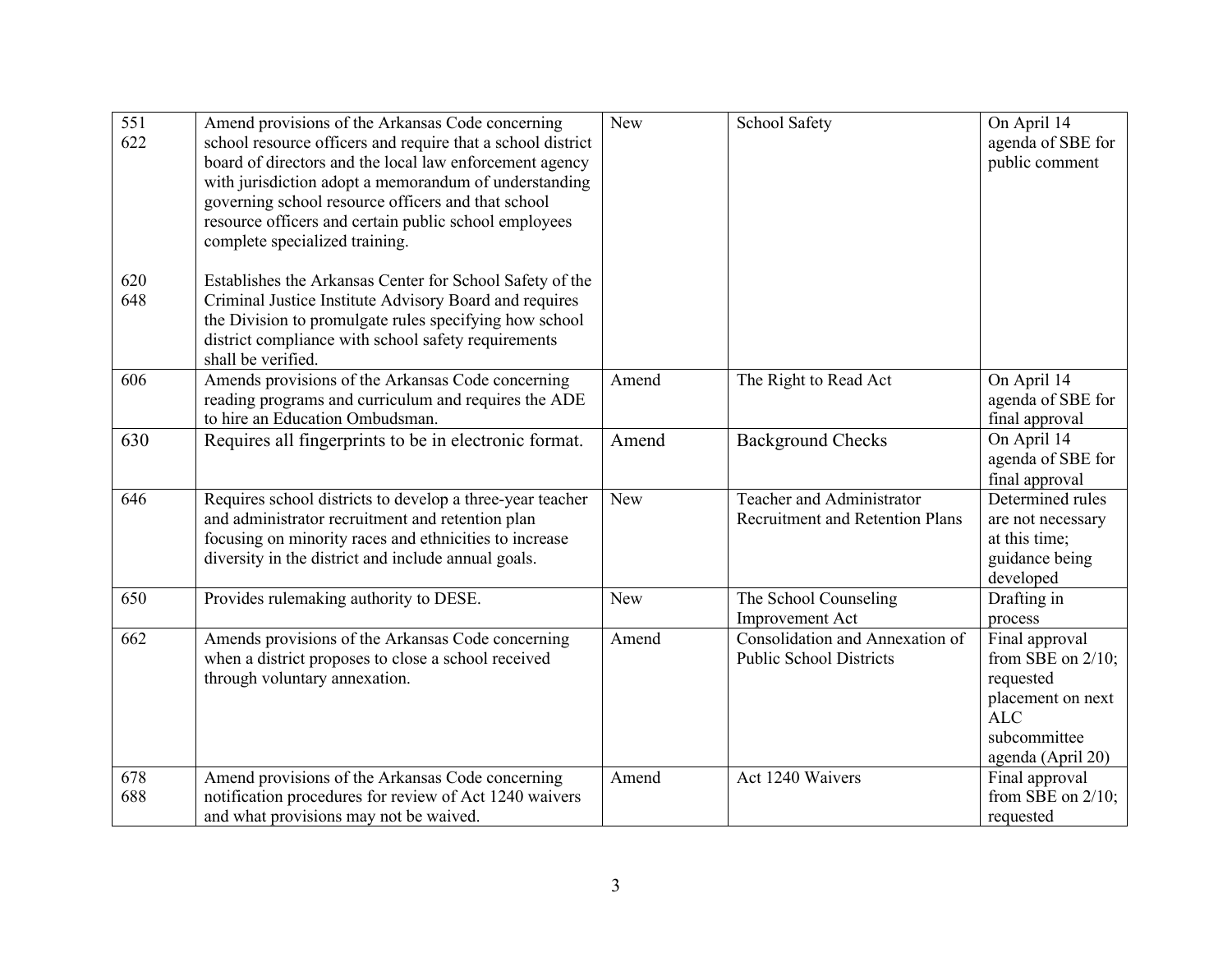| | | | | |
|---|---|---|---|---|
| 551<br>622<br><br><br><br><br><br>620<br>648 | Amend provisions of the Arkansas Code concerning school resource officers and require that a school district board of directors and the local law enforcement agency with jurisdiction adopt a memorandum of understanding governing school resource officers and that school resource officers and certain public school employees complete specialized training.<br><br>Establishes the Arkansas Center for School Safety of the Criminal Justice Institute Advisory Board and requires the Division to promulgate rules specifying how school district compliance with school safety requirements shall be verified. | New | School Safety | On April 14 agenda of SBE for public comment |
| 606 | Amends provisions of the Arkansas Code concerning reading programs and curriculum and requires the ADE to hire an Education Ombudsman. | Amend | The Right to Read Act | On April 14 agenda of SBE for final approval |
| 630 | Requires all fingerprints to be in electronic format. | Amend | Background Checks | On April 14 agenda of SBE for final approval |
| 646 | Requires school districts to develop a three-year teacher and administrator recruitment and retention plan focusing on minority races and ethnicities to increase diversity in the district and include annual goals. | New | Teacher and Administrator Recruitment and Retention Plans | Determined rules are not necessary at this time; guidance being developed |
| 650 | Provides rulemaking authority to DESE. | New | The School Counseling Improvement Act | Drafting in process |
| 662 | Amends provisions of the Arkansas Code concerning when a district proposes to close a school received through voluntary annexation. | Amend | Consolidation and Annexation of Public School Districts | Final approval from SBE on 2/10; requested placement on next ALC subcommittee agenda (April 20) |
| 678<br>688 | Amend provisions of the Arkansas Code concerning notification procedures for review of Act 1240 waivers and what provisions may not be waived. | Amend | Act 1240 Waivers | Final approval from SBE on 2/10; requested |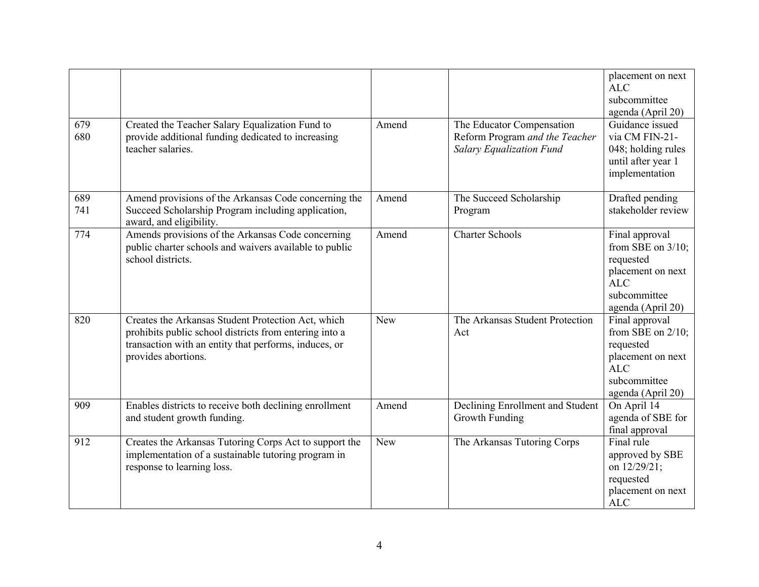| | | | | |
|---|---|---|---|---|
| | | | | placement on next ALC subcommittee agenda (April 20) |
| 679<br>680 | Created the Teacher Salary Equalization Fund to provide additional funding dedicated to increasing teacher salaries. | Amend | The Educator Compensation Reform Program *and the Teacher Salary Equalization Fund* | Guidance issued via CM FIN-21-048; holding rules until after year 1 implementation |
| 689<br>741 | Amend provisions of the Arkansas Code concerning the Succeed Scholarship Program including application, award, and eligibility. | Amend | The Succeed Scholarship Program | Drafted pending stakeholder review |
| 774 | Amends provisions of the Arkansas Code concerning public charter schools and waivers available to public school districts. | Amend | Charter Schools | Final approval from SBE on 3/10; requested placement on next ALC subcommittee agenda (April 20) |
| 820 | Creates the Arkansas Student Protection Act, which prohibits public school districts from entering into a transaction with an entity that performs, induces, or provides abortions. | New | The Arkansas Student Protection Act | Final approval from SBE on 2/10; requested placement on next ALC subcommittee agenda (April 20) |
| 909 | Enables districts to receive both declining enrollment and student growth funding. | Amend | Declining Enrollment and Student Growth Funding | On April 14 agenda of SBE for final approval |
| 912 | Creates the Arkansas Tutoring Corps Act to support the implementation of a sustainable tutoring program in response to learning loss. | New | The Arkansas Tutoring Corps | Final rule approved by SBE on 12/29/21; requested placement on next ALC |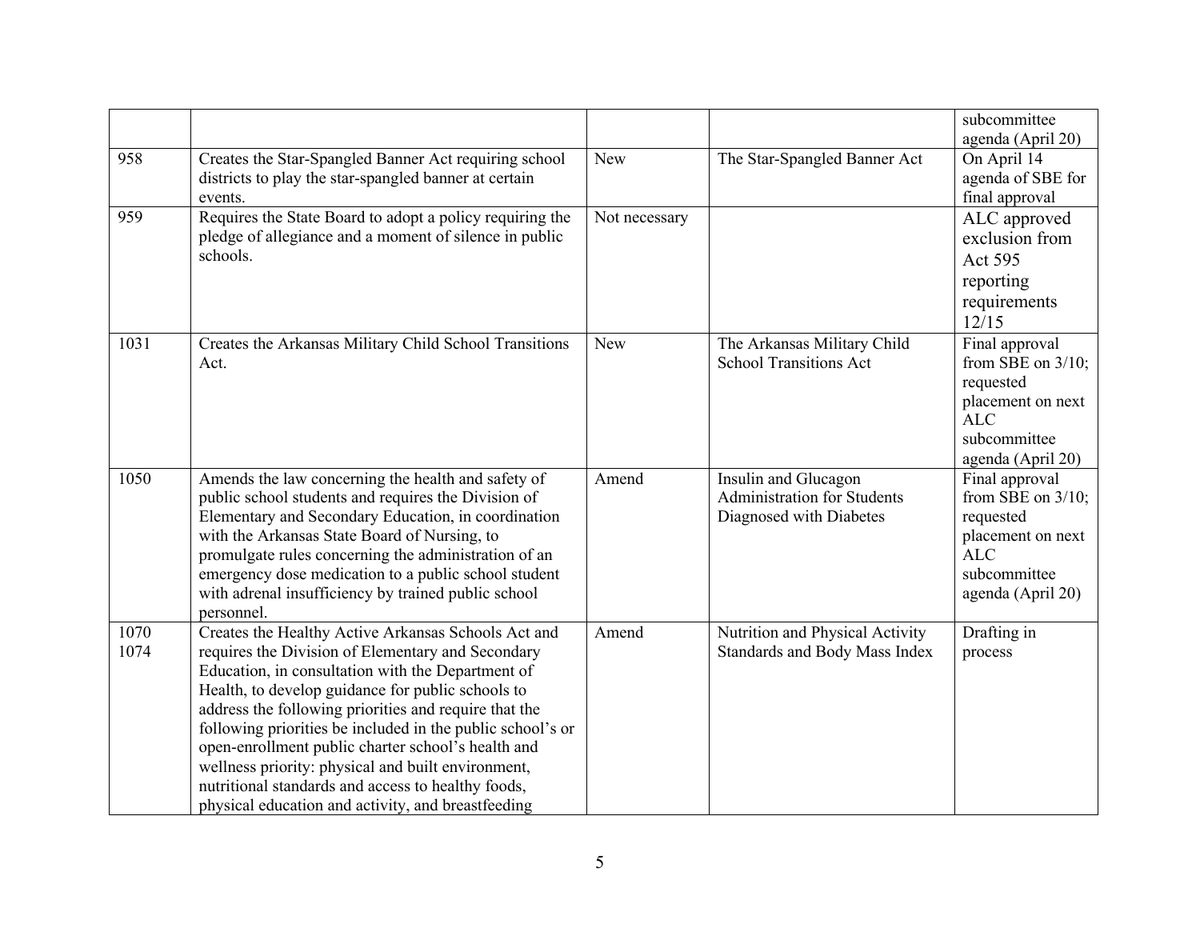| | | | | |
|---|---|---|---|---|
| | | | | subcommittee agenda (April 20) |
| 958 | Creates the Star-Spangled Banner Act requiring school districts to play the star-spangled banner at certain events. | New | The Star-Spangled Banner Act | On April 14 agenda of SBE for final approval |
| 959 | Requires the State Board to adopt a policy requiring the pledge of allegiance and a moment of silence in public schools. | Not necessary | | ALC approved exclusion from Act 595 reporting requirements 12/15 |
| 1031 | Creates the Arkansas Military Child School Transitions Act. | New | The Arkansas Military Child School Transitions Act | Final approval from SBE on 3/10; requested placement on next ALC subcommittee agenda (April 20) |
| 1050 | Amends the law concerning the health and safety of public school students and requires the Division of Elementary and Secondary Education, in coordination with the Arkansas State Board of Nursing, to promulgate rules concerning the administration of an emergency dose medication to a public school student with adrenal insufficiency by trained public school personnel. | Amend | Insulin and Glucagon Administration for Students Diagnosed with Diabetes | Final approval from SBE on 3/10; requested placement on next ALC subcommittee agenda (April 20) |
| 1070 1074 | Creates the Healthy Active Arkansas Schools Act and requires the Division of Elementary and Secondary Education, in consultation with the Department of Health, to develop guidance for public schools to address the following priorities and require that the following priorities be included in the public school's or open-enrollment public charter school's health and wellness priority: physical and built environment, nutritional standards and access to healthy foods, physical education and activity, and breastfeeding | Amend | Nutrition and Physical Activity Standards and Body Mass Index | Drafting in process |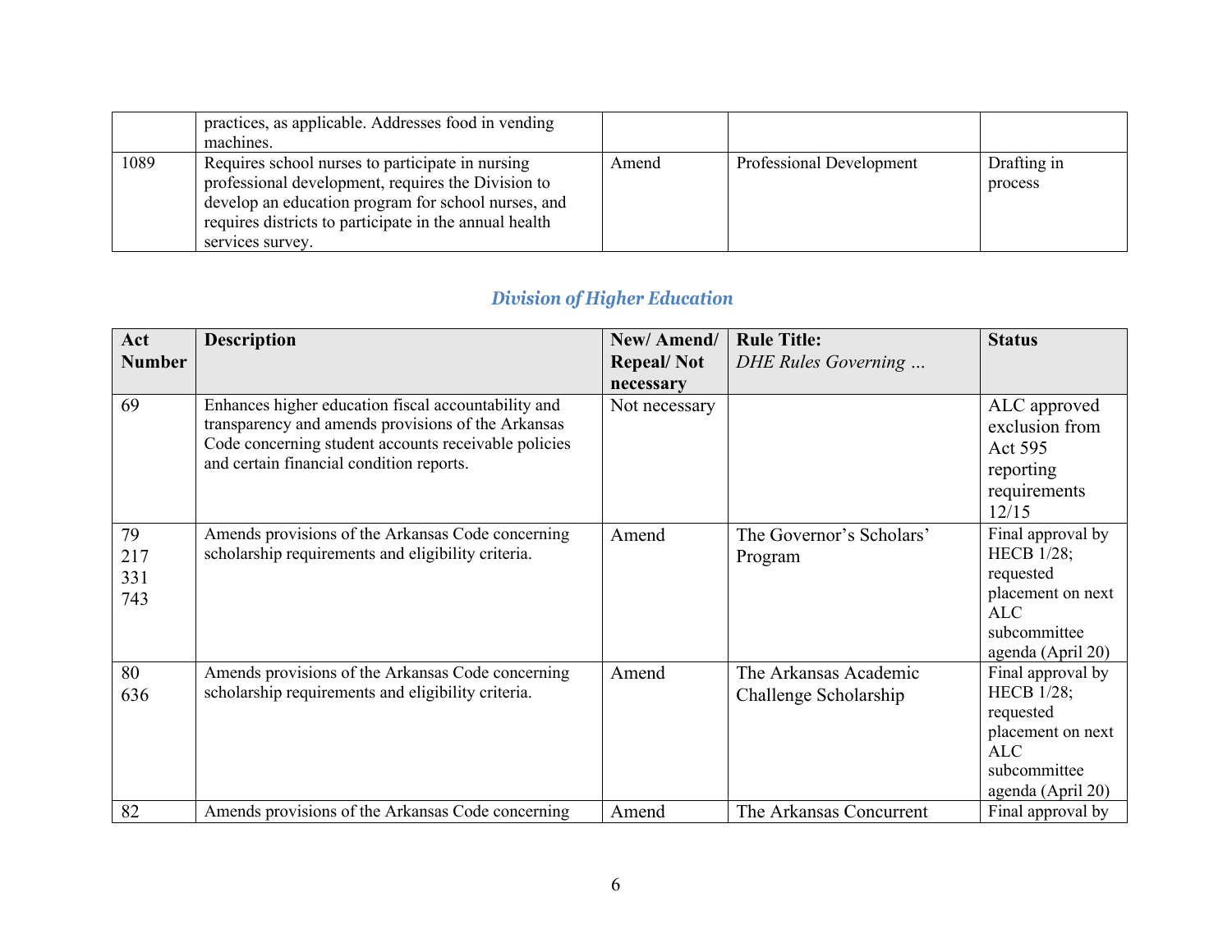| | | | | |
|---|---|---|---|---|
| | practices, as applicable. Addresses food in vending machines. | | | |
| 1089 | Requires school nurses to participate in nursing professional development, requires the Division to develop an education program for school nurses, and requires districts to participate in the annual health services survey. | Amend | Professional Development | Drafting in process |

## *Division of Higher Education*

| Act Number | Description | New/ Amend/ Repeal/ Not necessary | Rule Title: *DHE Rules Governing …* | Status |
|---|---|---|---|---|
| 69 | Enhances higher education fiscal accountability and transparency and amends provisions of the Arkansas Code concerning student accounts receivable policies and certain financial condition reports. | Not necessary | | ALC approved exclusion from Act 595 reporting requirements 12/15 |
| 79<br>217<br>331<br>743 | Amends provisions of the Arkansas Code concerning scholarship requirements and eligibility criteria. | Amend | The Governor's Scholars' Program | Final approval by HECB 1/28; requested placement on next ALC subcommittee agenda (April 20) |
| 80<br>636 | Amends provisions of the Arkansas Code concerning scholarship requirements and eligibility criteria. | Amend | The Arkansas Academic Challenge Scholarship | Final approval by HECB 1/28; requested placement on next ALC subcommittee agenda (April 20) |
| 82 | Amends provisions of the Arkansas Code concerning | Amend | The Arkansas Concurrent | Final approval by |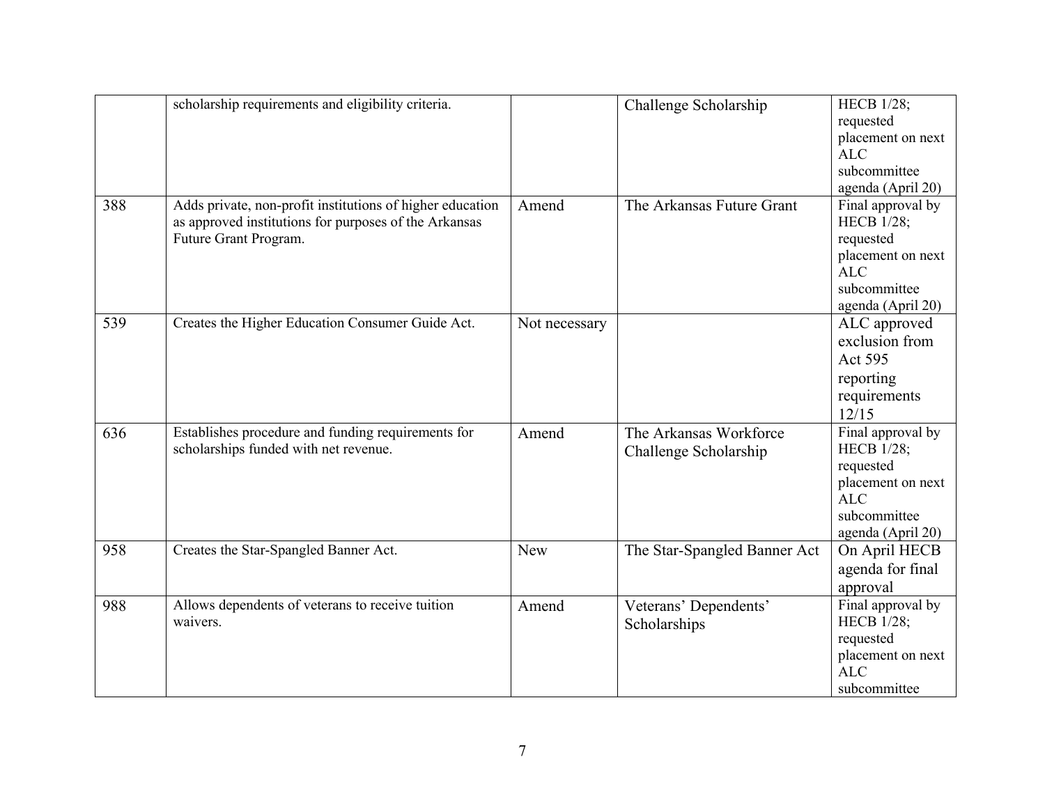|  |  |  |  |  |
| --- | --- | --- | --- | --- |
|  | scholarship requirements and eligibility criteria. |  | Challenge Scholarship | HECB 1/28; requested placement on next ALC subcommittee agenda (April 20) |
| 388 | Adds private, non-profit institutions of higher education as approved institutions for purposes of the Arkansas Future Grant Program. | Amend | The Arkansas Future Grant | Final approval by HECB 1/28; requested placement on next ALC subcommittee agenda (April 20) |
| 539 | Creates the Higher Education Consumer Guide Act. | Not necessary |  | ALC approved exclusion from Act 595 reporting requirements 12/15 |
| 636 | Establishes procedure and funding requirements for scholarships funded with net revenue. | Amend | The Arkansas Workforce Challenge Scholarship | Final approval by HECB 1/28; requested placement on next ALC subcommittee agenda (April 20) |
| 958 | Creates the Star-Spangled Banner Act. | New | The Star-Spangled Banner Act | On April HECB agenda for final approval |
| 988 | Allows dependents of veterans to receive tuition waivers. | Amend | Veterans' Dependents' Scholarships | Final approval by HECB 1/28; requested placement on next ALC subcommittee |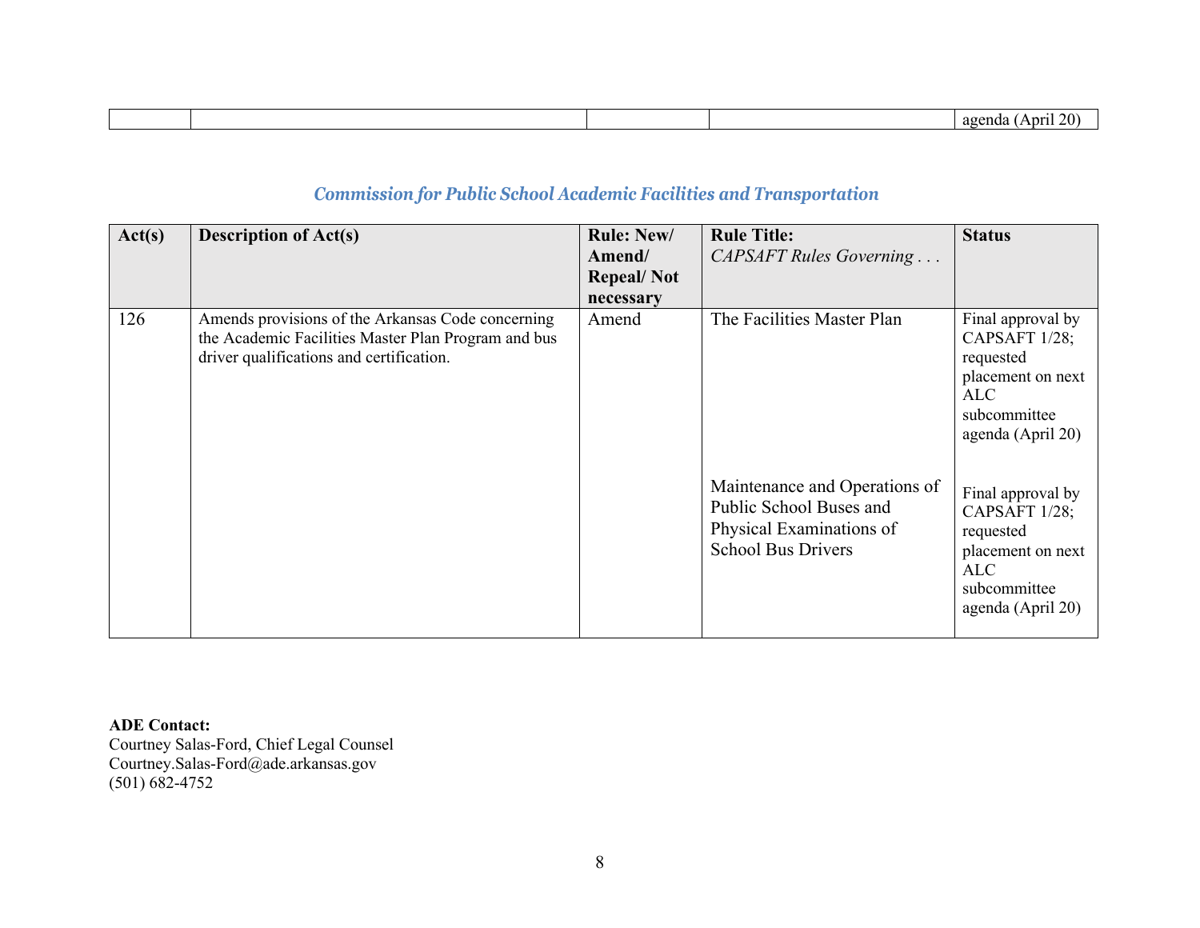| | | | | |
|---|---|---|---|---|
| | | | | agenda (April 20) |

### *Commission for Public School Academic Facilities and Transportation*

| Act(s) | Description of Act(s) | Rule: New/ Amend/ Repeal/ Not necessary | Rule Title: *CAPSAFT Rules Governing . . .* | Status |
|---|---|---|---|---|
| 126 | Amends provisions of the Arkansas Code concerning the Academic Facilities Master Plan Program and bus driver qualifications and certification. | Amend | The Facilities Master Plan | Final approval by CAPSAFT 1/28; requested placement on next ALC subcommittee agenda (April 20) |
| | | | Maintenance and Operations of Public School Buses and Physical Examinations of School Bus Drivers | Final approval by CAPSAFT 1/28; requested placement on next ALC subcommittee agenda (April 20) |

**ADE Contact:**
Courtney Salas-Ford, Chief Legal Counsel
Courtney.Salas-Ford@ade.arkansas.gov
(501) 682-4752